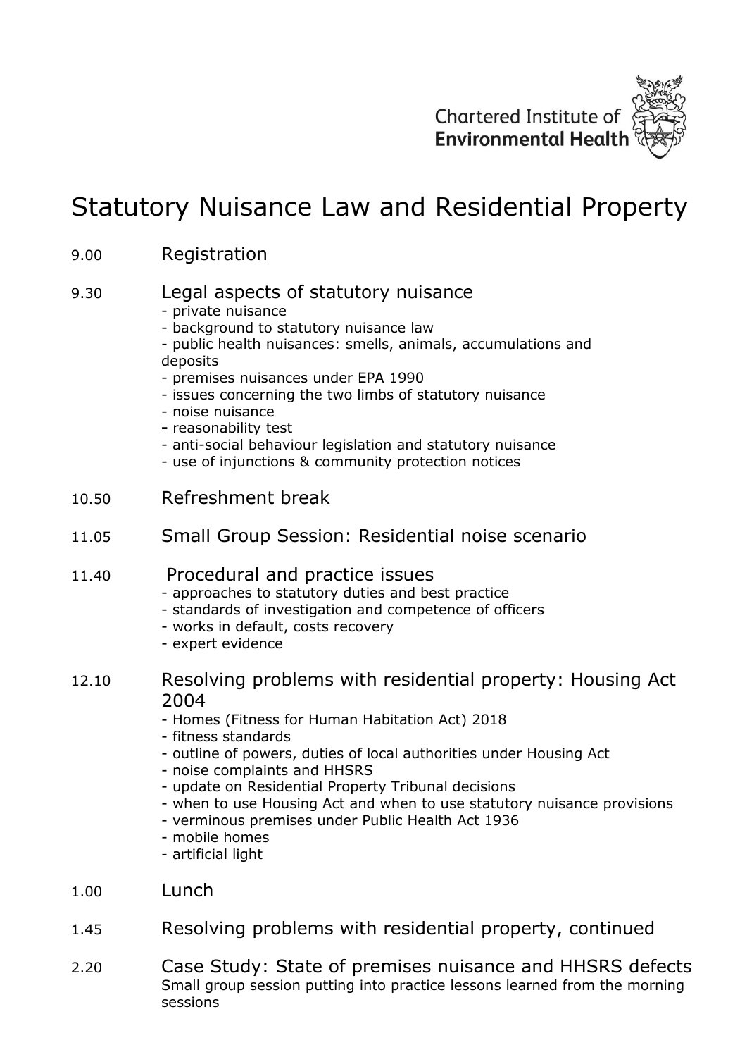Chartered Institute of **Environmental Health**

# Statutory Nuisance Law and Residential Property

9.00 Registration

9.30 Legal aspects of statutory nuisance
- private nuisance
- background to statutory nuisance law
- public health nuisances: smells, animals, accumulations and deposits
- premises nuisances under EPA 1990
- issues concerning the two limbs of statutory nuisance
- noise nuisance
- reasonability test
- anti-social behaviour legislation and statutory nuisance
- use of injunctions & community protection notices

10.50 Refreshment break

11.05 Small Group Session: Residential noise scenario

11.40 Procedural and practice issues
- approaches to statutory duties and best practice
- standards of investigation and competence of officers
- works in default, costs recovery
- expert evidence

12.10 Resolving problems with residential property: Housing Act 2004
- Homes (Fitness for Human Habitation Act) 2018
- fitness standards
- outline of powers, duties of local authorities under Housing Act
- noise complaints and HHSRS
- update on Residential Property Tribunal decisions
- when to use Housing Act and when to use statutory nuisance provisions
- verminous premises under Public Health Act 1936
- mobile homes
- artificial light

1.00 Lunch

1.45 Resolving problems with residential property, continued

2.20 Case Study: State of premises nuisance and HHSRS defects
Small group session putting into practice lessons learned from the morning sessions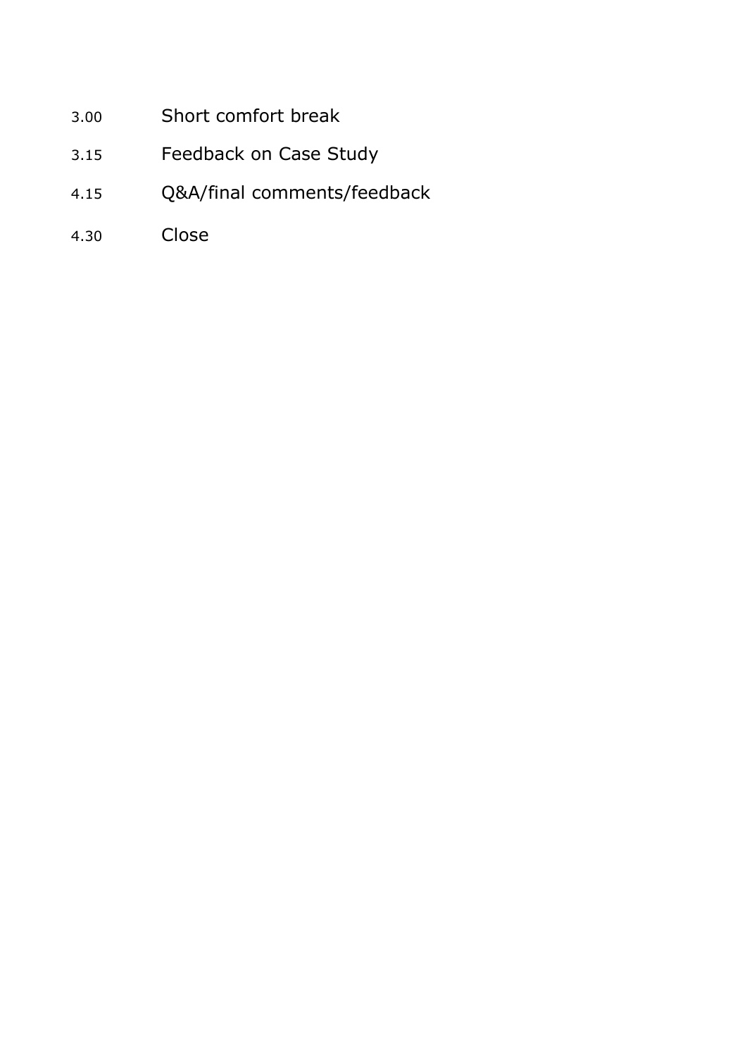| | |
|---|---|
| 3.00 | Short comfort break |
| 3.15 | Feedback on Case Study |
| 4.15 | Q&A/final comments/feedback |
| 4.30 | Close |